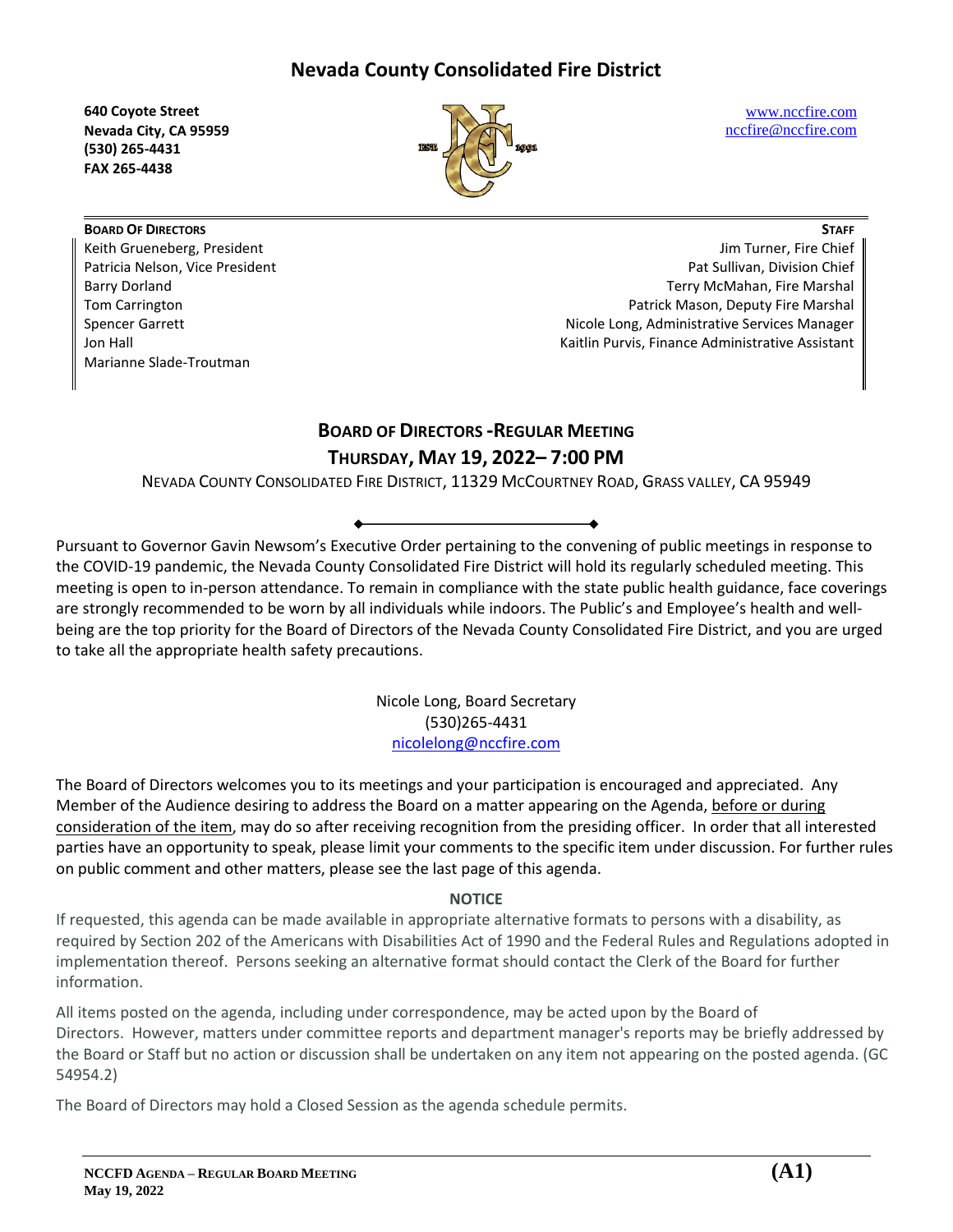# Nevada County Consolidated Fire District

**640 Coyote Street**
**Nevada City, CA 95959**
**(530) 265-4431**
**FAX 265-4438**

www.nccfire.com
nccfire@nccfire.com

| **BOARD OF DIRECTORS** | **STAFF** |
|---|---|
| Keith Grueneberg, President | Jim Turner, Fire Chief |
| Patricia Nelson, Vice President | Pat Sullivan, Division Chief |
| Barry Dorland | Terry McMahan, Fire Marshal |
| Tom Carrington | Patrick Mason, Deputy Fire Marshal |
| Spencer Garrett | Nicole Long, Administrative Services Manager |
| Jon Hall | Kaitlin Purvis, Finance Administrative Assistant |
| Marianne Slade-Troutman | |

## BOARD OF DIRECTORS -REGULAR MEETING

## THURSDAY, MAY 19, 2022– 7:00 PM

NEVADA COUNTY CONSOLIDATED FIRE DISTRICT, 11329 MCCOURTNEY ROAD, GRASS VALLEY, CA 95949

Pursuant to Governor Gavin Newsom's Executive Order pertaining to the convening of public meetings in response to the COVID-19 pandemic, the Nevada County Consolidated Fire District will hold its regularly scheduled meeting. This meeting is open to in-person attendance. To remain in compliance with the state public health guidance, face coverings are strongly recommended to be worn by all individuals while indoors. The Public's and Employee's health and well-being are the top priority for the Board of Directors of the Nevada County Consolidated Fire District, and you are urged to take all the appropriate health safety precautions.

Nicole Long, Board Secretary
(530)265-4431
nicolelong@nccfire.com

The Board of Directors welcomes you to its meetings and your participation is encouraged and appreciated. Any Member of the Audience desiring to address the Board on a matter appearing on the Agenda, before or during consideration of the item, may do so after receiving recognition from the presiding officer. In order that all interested parties have an opportunity to speak, please limit your comments to the specific item under discussion. For further rules on public comment and other matters, please see the last page of this agenda.

**NOTICE**

If requested, this agenda can be made available in appropriate alternative formats to persons with a disability, as required by Section 202 of the Americans with Disabilities Act of 1990 and the Federal Rules and Regulations adopted in implementation thereof. Persons seeking an alternative format should contact the Clerk of the Board for further information.

All items posted on the agenda, including under correspondence, may be acted upon by the Board of Directors. However, matters under committee reports and department manager's reports may be briefly addressed by the Board or Staff but no action or discussion shall be undertaken on any item not appearing on the posted agenda. (GC 54954.2)

The Board of Directors may hold a Closed Session as the agenda schedule permits.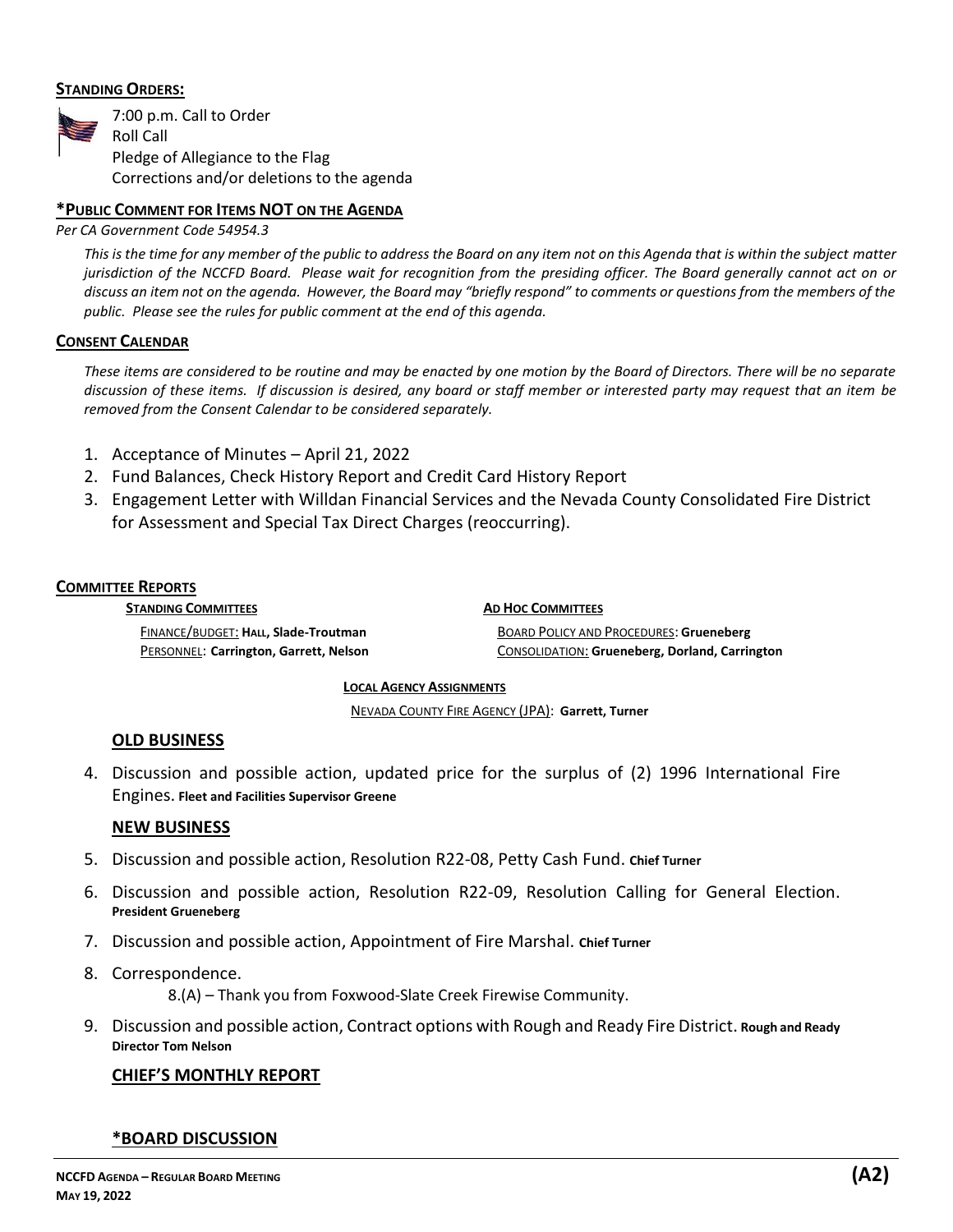**STANDING ORDERS:**

7:00 p.m. Call to Order
Roll Call
Pledge of Allegiance to the Flag
Corrections and/or deletions to the agenda

**\*PUBLIC COMMENT FOR ITEMS NOT ON THE AGENDA**

*Per CA Government Code 54954.3*

*This is the time for any member of the public to address the Board on any item not on this Agenda that is within the subject matter jurisdiction of the NCCFD Board. Please wait for recognition from the presiding officer. The Board generally cannot act on or discuss an item not on the agenda. However, the Board may "briefly respond" to comments or questions from the members of the public. Please see the rules for public comment at the end of this agenda.*

**CONSENT CALENDAR**

*These items are considered to be routine and may be enacted by one motion by the Board of Directors. There will be no separate discussion of these items. If discussion is desired, any board or staff member or interested party may request that an item be removed from the Consent Calendar to be considered separately.*

1. Acceptance of Minutes – April 21, 2022
2. Fund Balances, Check History Report and Credit Card History Report
3. Engagement Letter with Willdan Financial Services and the Nevada County Consolidated Fire District for Assessment and Special Tax Direct Charges (reoccurring).

**COMMITTEE REPORTS**

**STANDING COMMITTEES**

FINANCE/BUDGET: **HALL, Slade-Troutman**
PERSONNEL: **Carrington, Garrett, Nelson**

**AD HOC COMMITTEES**

BOARD POLICY AND PROCEDURES: **Grueneberg**
CONSOLIDATION: **Grueneberg, Dorland, Carrington**

**LOCAL AGENCY ASSIGNMENTS**

NEVADA COUNTY FIRE AGENCY (JPA): **Garrett, Turner**

## OLD BUSINESS

4. Discussion and possible action, updated price for the surplus of (2) 1996 International Fire Engines. **Fleet and Facilities Supervisor Greene**

## NEW BUSINESS

5. Discussion and possible action, Resolution R22-08, Petty Cash Fund. **Chief Turner**
6. Discussion and possible action, Resolution R22-09, Resolution Calling for General Election. **President Grueneberg**
7. Discussion and possible action, Appointment of Fire Marshal. **Chief Turner**
8. Correspondence.
   8.(A) – Thank you from Foxwood-Slate Creek Firewise Community.
9. Discussion and possible action, Contract options with Rough and Ready Fire District. **Rough and Ready Director Tom Nelson**

## CHIEF'S MONTHLY REPORT

## *BOARD DISCUSSION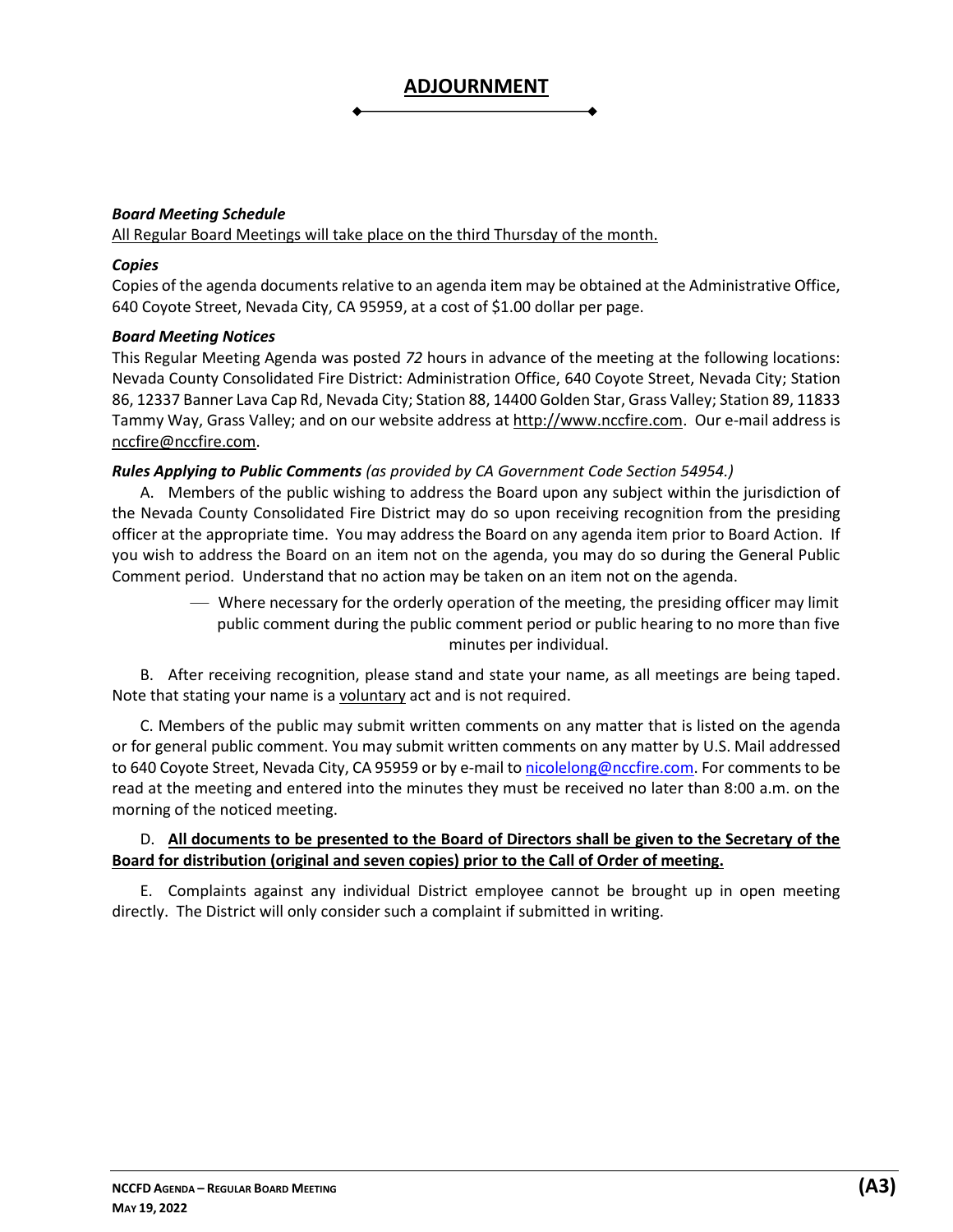## ADJOURNMENT

***Board Meeting Schedule***

All Regular Board Meetings will take place on the third Thursday of the month.

***Copies***

Copies of the agenda documents relative to an agenda item may be obtained at the Administrative Office, 640 Coyote Street, Nevada City, CA 95959, at a cost of $1.00 dollar per page.

***Board Meeting Notices***

This Regular Meeting Agenda was posted *72* hours in advance of the meeting at the following locations: Nevada County Consolidated Fire District: Administration Office, 640 Coyote Street, Nevada City; Station 86, 12337 Banner Lava Cap Rd, Nevada City; Station 88, 14400 Golden Star, Grass Valley; Station 89, 11833 Tammy Way, Grass Valley; and on our website address at http://www.nccfire.com. Our e-mail address is nccfire@nccfire.com.

***Rules Applying to Public Comments*** *(as provided by CA Government Code Section 54954.)*

A. Members of the public wishing to address the Board upon any subject within the jurisdiction of the Nevada County Consolidated Fire District may do so upon receiving recognition from the presiding officer at the appropriate time. You may address the Board on any agenda item prior to Board Action. If you wish to address the Board on an item not on the agenda, you may do so during the General Public Comment period. Understand that no action may be taken on an item not on the agenda.

— Where necessary for the orderly operation of the meeting, the presiding officer may limit public comment during the public comment period or public hearing to no more than five minutes per individual.

B. After receiving recognition, please stand and state your name, as all meetings are being taped. Note that stating your name is a voluntary act and is not required.

C. Members of the public may submit written comments on any matter that is listed on the agenda or for general public comment. You may submit written comments on any matter by U.S. Mail addressed to 640 Coyote Street, Nevada City, CA 95959 or by e-mail to nicolelong@nccfire.com. For comments to be read at the meeting and entered into the minutes they must be received no later than 8:00 a.m. on the morning of the noticed meeting.

D. **All documents to be presented to the Board of Directors shall be given to the Secretary of the Board for distribution (original and seven copies) prior to the Call of Order of meeting.**

E. Complaints against any individual District employee cannot be brought up in open meeting directly. The District will only consider such a complaint if submitted in writing.